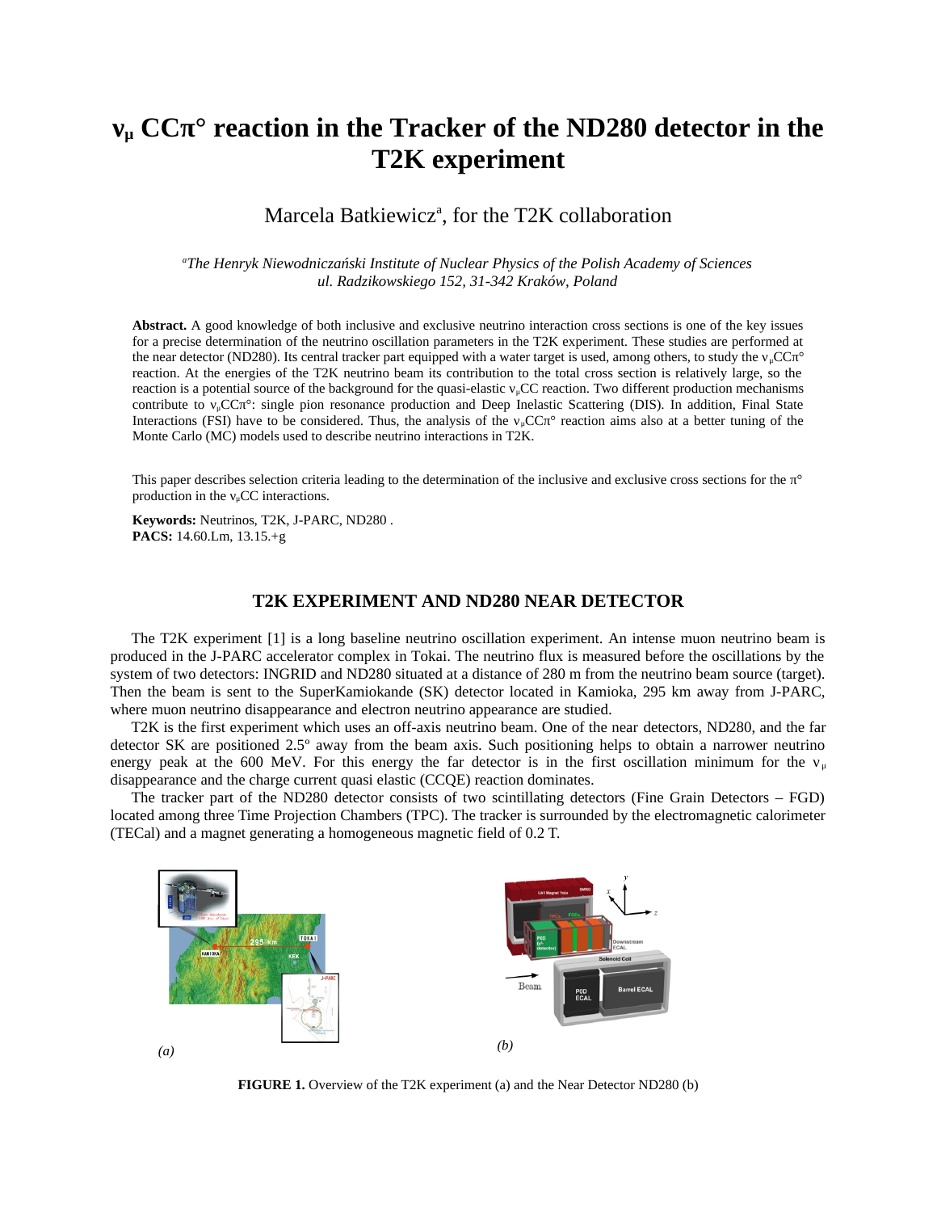# $\nu_\mu$ CC$\pi°$ reaction in the Tracker of the ND280 detector in the T2K experiment

Marcela Batkiewicz[a], for the T2K collaboration

[a]*The Henryk Niewodniczański Institute of Nuclear Physics of the Polish Academy of Sciences ul. Radzikowskiego 152, 31-342 Kraków, Poland*

**Abstract.** A good knowledge of both inclusive and exclusive neutrino interaction cross sections is one of the key issues for a precise determination of the neutrino oscillation parameters in the T2K experiment. These studies are performed at the near detector (ND280). Its central tracker part equipped with a water target is used, among others, to study the $\nu_\mu$CC$\pi°$ reaction. At the energies of the T2K neutrino beam its contribution to the total cross section is relatively large, so the reaction is a potential source of the background for the quasi-elastic $\nu_\mu$CC reaction. Two different production mechanisms contribute to $\nu_\mu$CC$\pi°$: single pion resonance production and Deep Inelastic Scattering (DIS). In addition, Final State Interactions (FSI) have to be considered. Thus, the analysis of the $\nu_\mu$CC$\pi°$ reaction aims also at a better tuning of the Monte Carlo (MC) models used to describe neutrino interactions in T2K.

This paper describes selection criteria leading to the determination of the inclusive and exclusive cross sections for the $\pi°$ production in the $\nu_\mu$CC interactions.

**Keywords:** Neutrinos, T2K, J-PARC, ND280 .
**PACS:** 14.60.Lm, 13.15.+g

## T2K EXPERIMENT AND ND280 NEAR DETECTOR

The T2K experiment [1] is a long baseline neutrino oscillation experiment. An intense muon neutrino beam is produced in the J-PARC accelerator complex in Tokai. The neutrino flux is measured before the oscillations by the system of two detectors: INGRID and ND280 situated at a distance of 280 m from the neutrino beam source (target). Then the beam is sent to the SuperKamiokande (SK) detector located in Kamioka, 295 km away from J-PARC, where muon neutrino disappearance and electron neutrino appearance are studied.

T2K is the first experiment which uses an off-axis neutrino beam. One of the near detectors, ND280, and the far detector SK are positioned 2.5º away from the beam axis. Such positioning helps to obtain a narrower neutrino energy peak at the 600 MeV. For this energy the far detector is in the first oscillation minimum for the $\nu_\mu$ disappearance and the charge current quasi elastic (CCQE) reaction dominates.

The tracker part of the ND280 detector consists of two scintillating detectors (Fine Grain Detectors – FGD) located among three Time Projection Chambers (TPC). The tracker is surrounded by the electromagnetic calorimeter (TECal) and a magnet generating a homogeneous magnetic field of 0.2 T.

(a) (b)

**FIGURE 1.** Overview of the T2K experiment (a) and the Near Detector ND280 (b)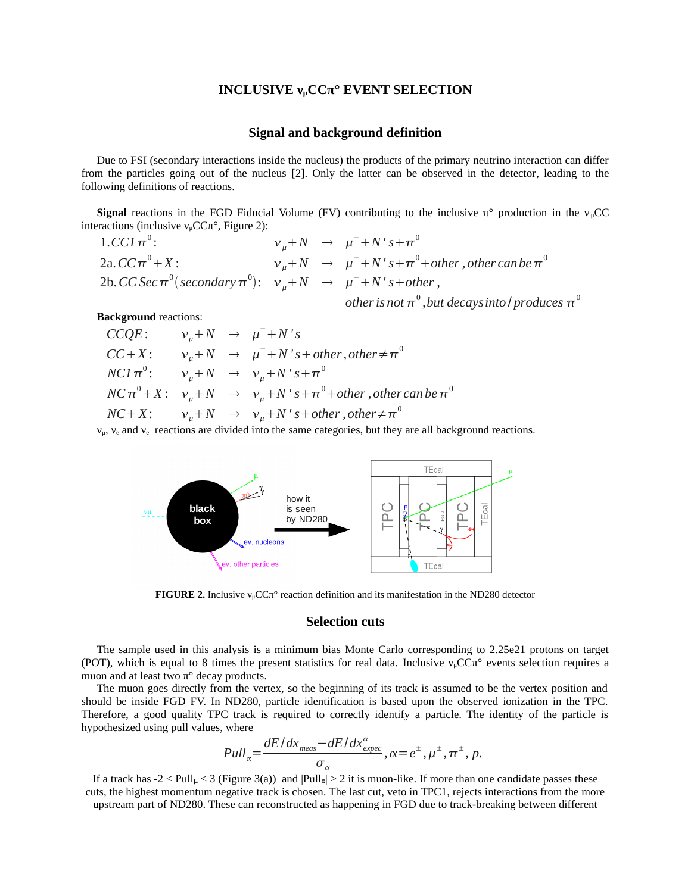# INCLUSIVE $\nu_\mu$CC$\pi^\circ$ EVENT SELECTION

## Signal and background definition

Due to FSI (secondary interactions inside the nucleus) the products of the primary neutrino interaction can differ from the particles going out of the nucleus [2]. Only the latter can be observed in the detector, leading to the following definitions of reactions.

**Signal** reactions in the FGD Fiducial Volume (FV) contributing to the inclusive $\pi^\circ$ production in the $\nu_\mu$CC interactions (inclusive $\nu_\mu$CC$\pi^\circ$, Figure 2):

$$
\begin{array}{lll}
1. CC1\pi^0: & \nu_\mu + N \rightarrow & \mu^- + N's + \pi^0 \\
2a. CC\pi^0 + X: & \nu_\mu + N \rightarrow & \mu^- + N's + \pi^0 + other, other\ can\ be\ \pi^0 \\
2b. CC\ Sec\ \pi^0 (secondary\ \pi^0): & \nu_\mu + N \rightarrow & \mu^- + N's + other, \\
 & & other\ is\ not\ \pi^0, but\ decays\ into/produces\ \pi^0
\end{array}
$$

**Background** reactions:

$$
\begin{array}{lll}
CCQE: & \nu_\mu + N \rightarrow & \mu^- + N's \\
CC + X: & \nu_\mu + N \rightarrow & \mu^- + N's + other, other \neq \pi^0 \\
NC1\pi^0: & \nu_\mu + N \rightarrow & \nu_\mu + N's + \pi^0 \\
NC\pi^0 + X: & \nu_\mu + N \rightarrow & \nu_\mu + N's + \pi^0 + other, other\ can\ be\ \pi^0 \\
NC + X: & \nu_\mu + N \rightarrow & \nu_\mu + N's + other, other \neq \pi^0
\end{array}
$$

$\bar{\nu}_\mu$, $\nu_e$ and $\bar{\nu}_e$ reactions are divided into the same categories, but they are all background reactions.

**FIGURE 2.** Inclusive $\nu_\mu$CC$\pi^\circ$ reaction definition and its manifestation in the ND280 detector

## Selection cuts

The sample used in this analysis is a minimum bias Monte Carlo corresponding to 2.25e21 protons on target (POT), which is equal to 8 times the present statistics for real data. Inclusive $\nu_\mu$CC$\pi^\circ$ events selection requires a muon and at least two $\pi^\circ$ decay products.

The muon goes directly from the vertex, so the beginning of its track is assumed to be the vertex position and should be inside FGD FV. In ND280, particle identification is based upon the observed ionization in the TPC. Therefore, a good quality TPC track is required to correctly identify a particle. The identity of the particle is hypothesized using pull values, where

$$
Pull_\alpha = \frac{dE/dx_{meas} - dE/dx^{\alpha}_{expec}}{\sigma_\alpha}, \alpha = e^\pm, \mu^\pm, \pi^\pm, p.
$$

If a track has $-2 < Pull_\mu < 3$ (Figure 3(a)) and $|Pull_e| > 2$ it is muon-like. If more than one candidate passes these cuts, the highest momentum negative track is chosen. The last cut, veto in TPC1, rejects interactions from the more upstream part of ND280. These can reconstructed as happening in FGD due to track-breaking between different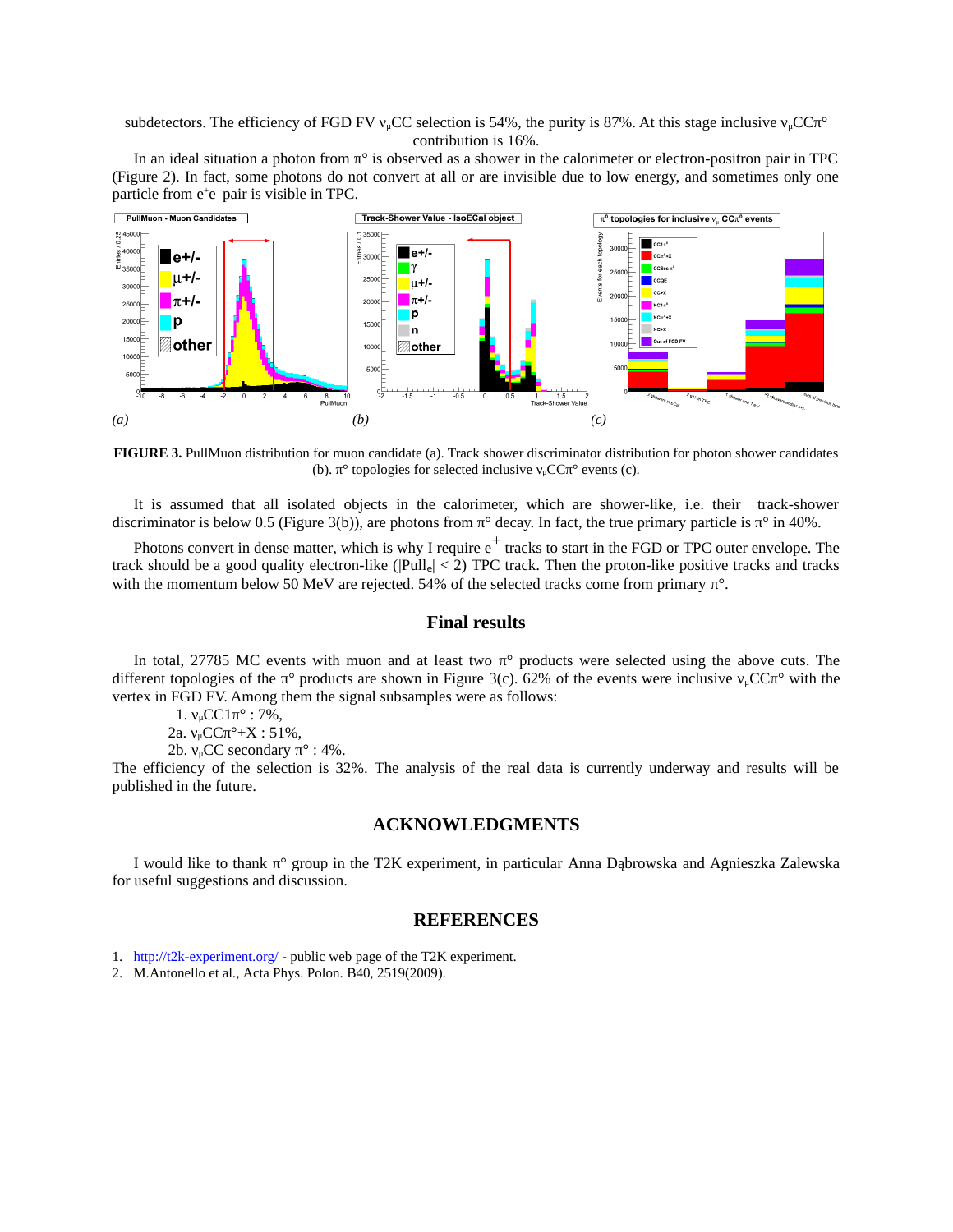subdetectors. The efficiency of FGD FV $\nu_\mu$CC selection is 54%, the purity is 87%. At this stage inclusive $\nu_\mu$CC$\pi°$ contribution is 16%.

In an ideal situation a photon from $\pi°$ is observed as a shower in the calorimeter or electron-positron pair in TPC (Figure 2). In fact, some photons do not convert at all or are invisible due to low energy, and sometimes only one particle from $e^+e^-$ pair is visible in TPC.

PullMuon - Muon Candidates

Entries / 0.25

45000
40000
35000
30000
25000
20000
15000
10000
5000
0

-10 -8 -6 -4 -2 0 2 4 6 8 10

PullMuon

e+/-
μ+/-
π+/-
p
other

Track-Shower Value - IsoECal object

Entries / 0.1

35000
30000
25000
20000
15000
10000
5000
0

-2 -1.5 -1 -0.5 0 0.5 1 1.5 2

Track-Shower Value

e+/-
γ
μ+/-
π+/-
p
n
other

π° topologies for inclusive $\nu_\mu$ CCπ° events

Events for each topology

30000
25000
20000
15000
10000
5000
0

CC1π°
CCπ°+X
CCSec π°
CCQE
CC+X
NC1π°
NCπ°+X
NC+X
Out of FGD FV

*(a)* *(b)* *(c)*

**FIGURE 3.** PullMuon distribution for muon candidate (a). Track shower discriminator distribution for photon shower candidates (b). $\pi°$ topologies for selected inclusive $\nu_\mu$CC$\pi°$ events (c).

It is assumed that all isolated objects in the calorimeter, which are shower-like, i.e. their track-shower discriminator is below 0.5 (Figure 3(b)), are photons from $\pi°$ decay. In fact, the true primary particle is $\pi°$ in 40%.

Photons convert in dense matter, which is why I require $e^{\pm}$ tracks to start in the FGD or TPC outer envelope. The track should be a good quality electron-like ($|Pull_e| < 2$) TPC track. Then the proton-like positive tracks and tracks with the momentum below 50 MeV are rejected. 54% of the selected tracks come from primary $\pi°$.

## Final results

In total, 27785 MC events with muon and at least two $\pi°$ products were selected using the above cuts. The different topologies of the $\pi°$ products are shown in Figure 3(c). 62% of the events were inclusive $\nu_\mu$CC$\pi°$ with the vertex in FGD FV. Among them the signal subsamples were as follows:

1. $\nu_\mu$CC1$\pi°$ : 7%,
2a. $\nu_\mu$CC$\pi°$+X : 51%,
2b. $\nu_\mu$CC secondary $\pi°$ : 4%.

The efficiency of the selection is 32%. The analysis of the real data is currently underway and results will be published in the future.

## ACKNOWLEDGMENTS

I would like to thank $\pi°$ group in the T2K experiment, in particular Anna Dąbrowska and Agnieszka Zalewska for useful suggestions and discussion.

## REFERENCES

1. http://t2k-experiment.org/ - public web page of the T2K experiment.
2. M.Antonello et al., Acta Phys. Polon. B40, 2519(2009).